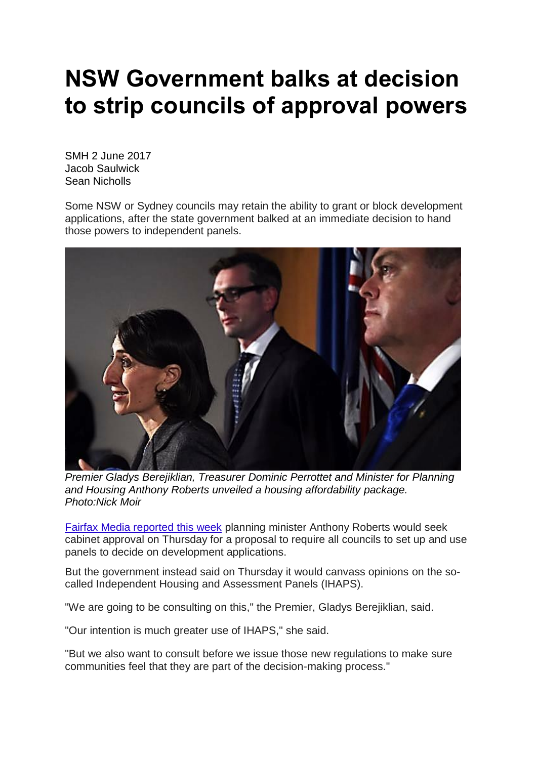# NSW Government balks at decision to strip councils of approval powers

SMH 2 June 2017
Jacob Saulwick
Sean Nicholls

Some NSW or Sydney councils may retain the ability to grant or block development applications, after the state government balked at an immediate decision to hand those powers to independent panels.

*Premier Gladys Berejiklian, Treasurer Dominic Perrottet and Minister for Planning and Housing Anthony Roberts unveiled a housing affordability package. Photo:Nick Moir*

Fairfax Media reported this week planning minister Anthony Roberts would seek cabinet approval on Thursday for a proposal to require all councils to set up and use panels to decide on development applications.

But the government instead said on Thursday it would canvass opinions on the so-called Independent Housing and Assessment Panels (IHAPS).

"We are going to be consulting on this," the Premier, Gladys Berejiklian, said.

"Our intention is much greater use of IHAPS," she said.

"But we also want to consult before we issue those new regulations to make sure communities feel that they are part of the decision-making process."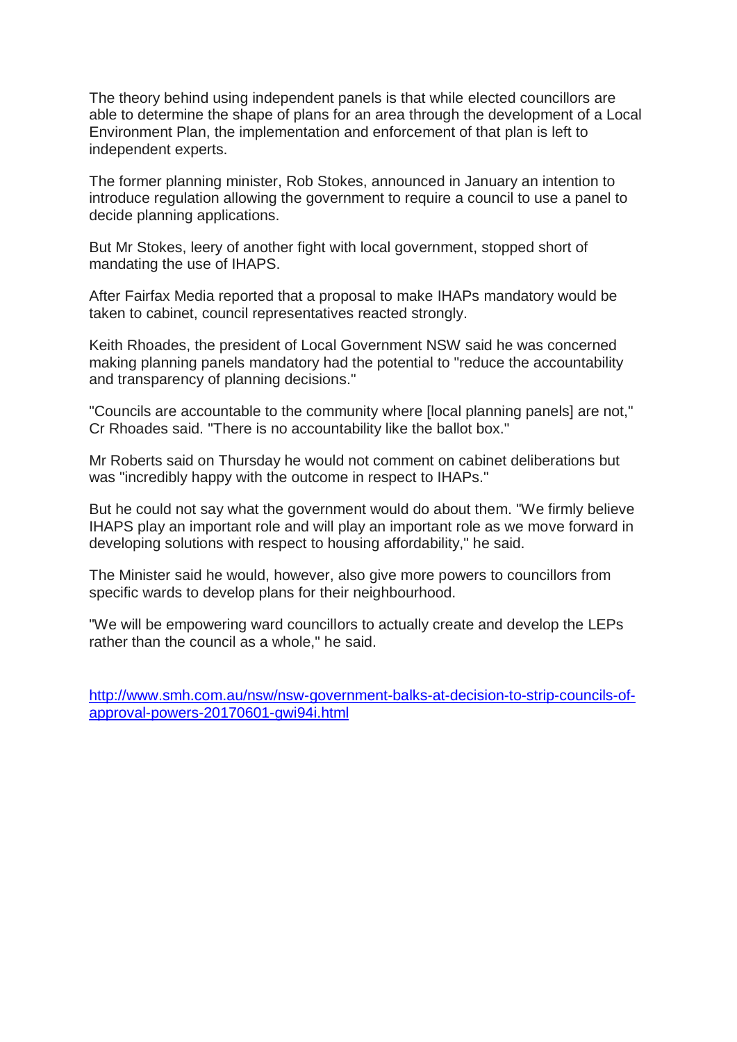The theory behind using independent panels is that while elected councillors are able to determine the shape of plans for an area through the development of a Local Environment Plan, the implementation and enforcement of that plan is left to independent experts.

The former planning minister, Rob Stokes, announced in January an intention to introduce regulation allowing the government to require a council to use a panel to decide planning applications.

But Mr Stokes, leery of another fight with local government, stopped short of mandating the use of IHAPS.

After Fairfax Media reported that a proposal to make IHAPs mandatory would be taken to cabinet, council representatives reacted strongly.

Keith Rhoades, the president of Local Government NSW said he was concerned making planning panels mandatory had the potential to "reduce the accountability and transparency of planning decisions."

"Councils are accountable to the community where [local planning panels] are not," Cr Rhoades said. "There is no accountability like the ballot box."

Mr Roberts said on Thursday he would not comment on cabinet deliberations but was "incredibly happy with the outcome in respect to IHAPs."

But he could not say what the government would do about them. "We firmly believe IHAPS play an important role and will play an important role as we move forward in developing solutions with respect to housing affordability," he said.

The Minister said he would, however, also give more powers to councillors from specific wards to develop plans for their neighbourhood.

"We will be empowering ward councillors to actually create and develop the LEPs rather than the council as a whole," he said.

[http://www.smh.com.au/nsw/nsw-government-balks-at-decision-to-strip-councils-of-approval-powers-20170601-gwi94i.html](http://www.smh.com.au/nsw/nsw-government-balks-at-decision-to-strip-councils-of-approval-powers-20170601-gwi94i.html)